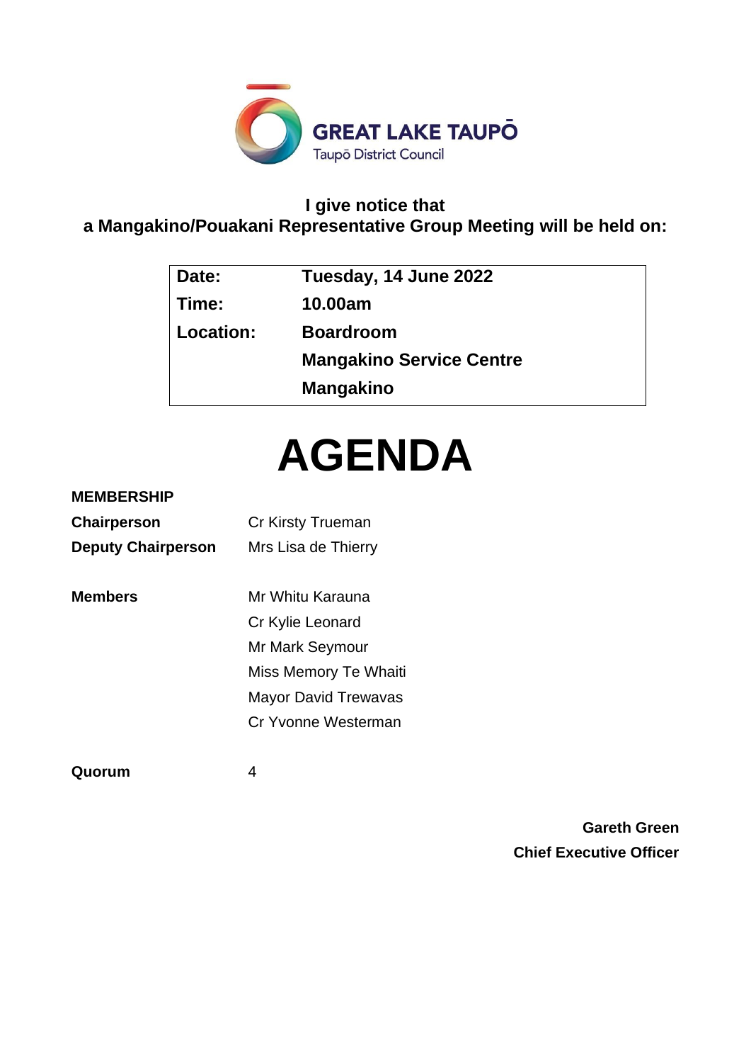GREAT LAKE TAUPŌ

Taupō District Council

**I give notice that**
**a Mangakino/Pouakani Representative Group Meeting will be held on:**

| | |
|---|---|
| **Date:** | **Tuesday, 14 June 2022** |
| **Time:** | **10.00am** |
| **Location:** | **Boardroom** |
| | **Mangakino Service Centre** |
| | **Mangakino** |

# AGENDA

**MEMBERSHIP**

| | |
|---|---|
| **Chairperson** | Cr Kirsty Trueman |
| **Deputy Chairperson** | Mrs Lisa de Thierry |
| | |
| **Members** | Mr Whitu Karauna |
| | Cr Kylie Leonard |
| | Mr Mark Seymour |
| | Miss Memory Te Whaiti |
| | Mayor David Trewavas |
| | Cr Yvonne Westerman |
| | |
| **Quorum** | 4 |

**Gareth Green**
**Chief Executive Officer**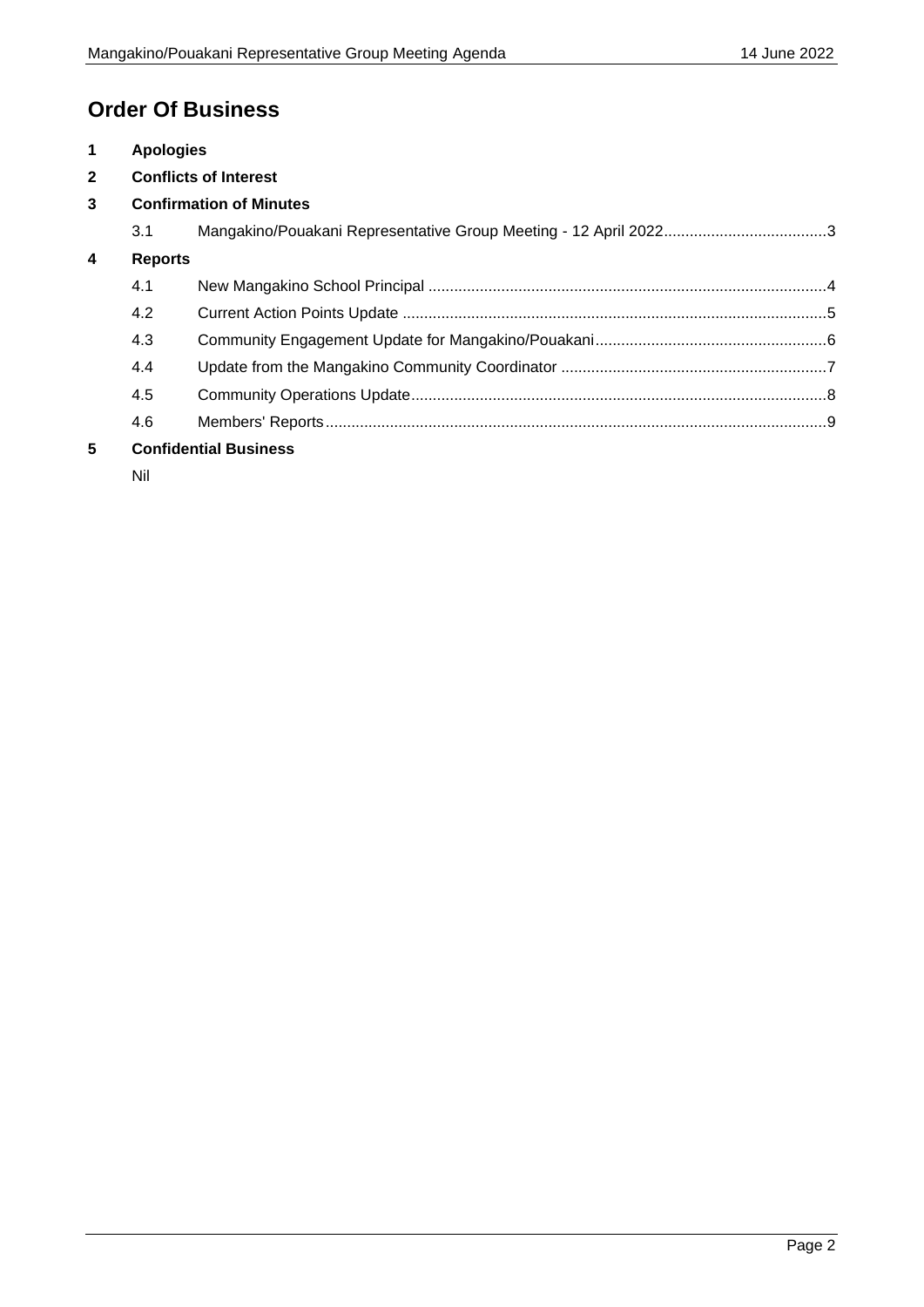# Order Of Business

**1 Apologies**

**2 Conflicts of Interest**

**3 Confirmation of Minutes**

3.1 Mangakino/Pouakani Representative Group Meeting - 12 April 2022......................................3

**4 Reports**

4.1 New Mangakino School Principal ............................................................................................4

4.2 Current Action Points Update ..................................................................................................5

4.3 Community Engagement Update for Mangakino/Pouakani......................................................6

4.4 Update from the Mangakino Community Coordinator .............................................................7

4.5 Community Operations Update................................................................................................8

4.6 Members' Reports....................................................................................................................9

**5 Confidential Business**

Nil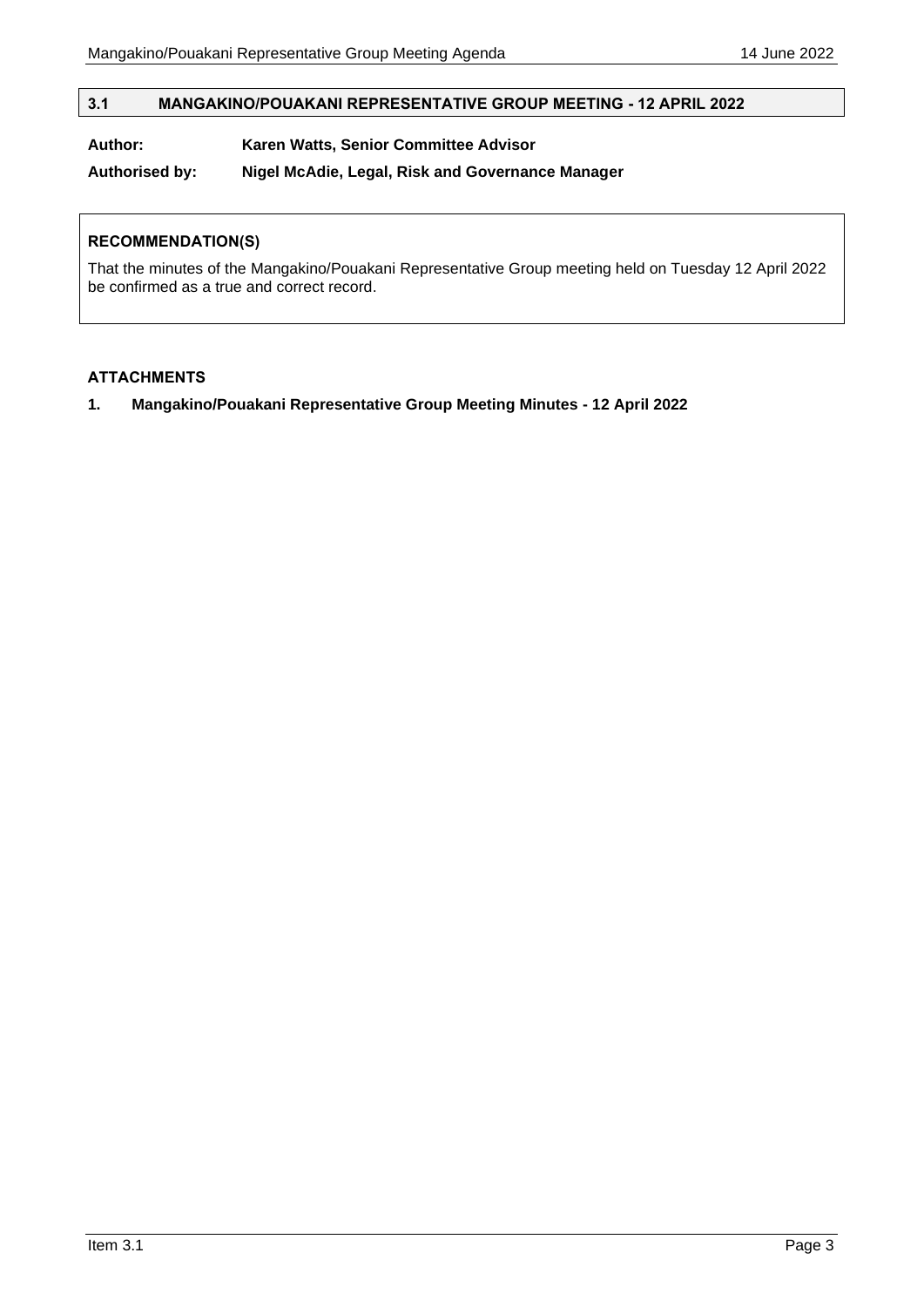## 3.1 MANGAKINO/POUAKANI REPRESENTATIVE GROUP MEETING - 12 APRIL 2022

**Author:** **Karen Watts, Senior Committee Advisor**

**Authorised by:** **Nigel McAdie, Legal, Risk and Governance Manager**

**RECOMMENDATION(S)**

That the minutes of the Mangakino/Pouakani Representative Group meeting held on Tuesday 12 April 2022 be confirmed as a true and correct record.

**ATTACHMENTS**

**1. Mangakino/Pouakani Representative Group Meeting Minutes - 12 April 2022**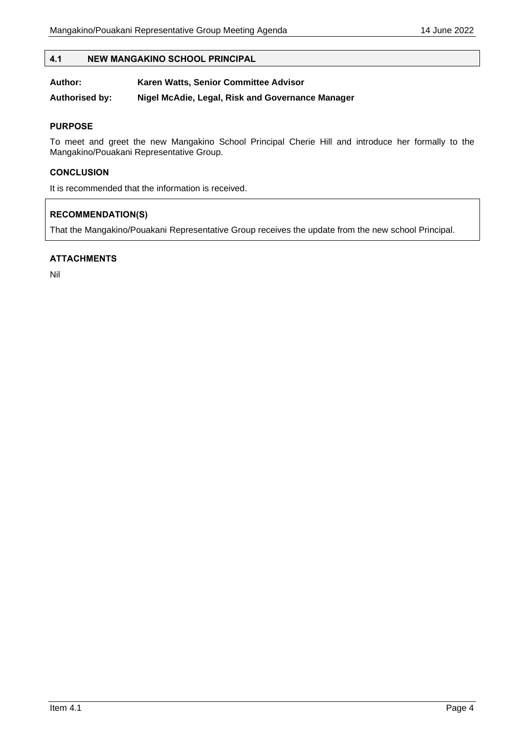## 4.1 NEW MANGAKINO SCHOOL PRINCIPAL

**Author:** **Karen Watts, Senior Committee Advisor**

**Authorised by:** **Nigel McAdie, Legal, Risk and Governance Manager**

### PURPOSE

To meet and greet the new Mangakino School Principal Cherie Hill and introduce her formally to the Mangakino/Pouakani Representative Group.

### CONCLUSION

It is recommended that the information is received.

### RECOMMENDATION(S)

That the Mangakino/Pouakani Representative Group receives the update from the new school Principal.

### ATTACHMENTS

Nil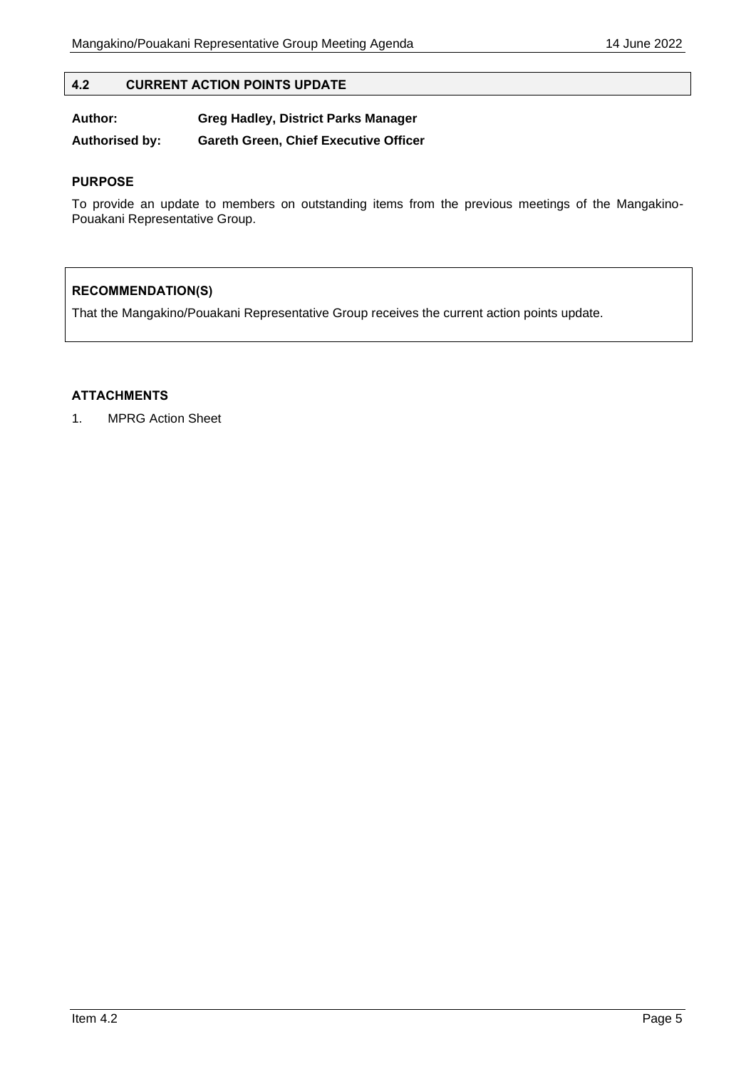## 4.2 CURRENT ACTION POINTS UPDATE

**Author: Greg Hadley, District Parks Manager**

**Authorised by: Gareth Green, Chief Executive Officer**

### PURPOSE

To provide an update to members on outstanding items from the previous meetings of the Mangakino-Pouakani Representative Group.

### RECOMMENDATION(S)

That the Mangakino/Pouakani Representative Group receives the current action points update.

### ATTACHMENTS

1. MPRG Action Sheet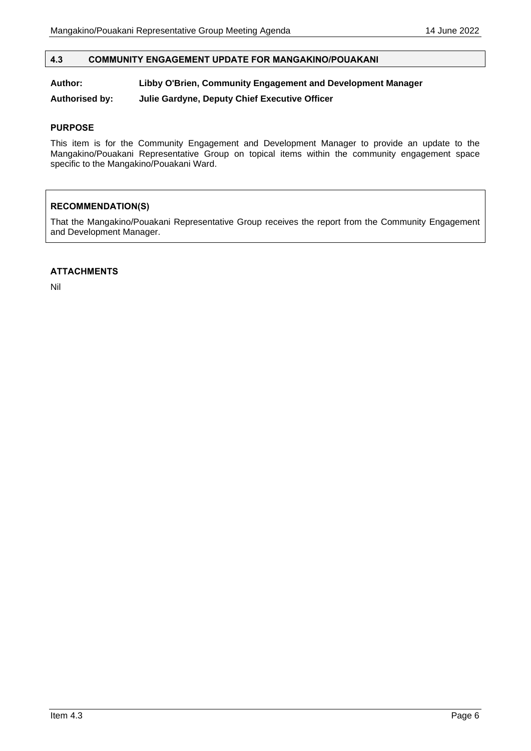## 4.3 COMMUNITY ENGAGEMENT UPDATE FOR MANGAKINO/POUAKANI

**Author:** **Libby O'Brien, Community Engagement and Development Manager**

**Authorised by:** **Julie Gardyne, Deputy Chief Executive Officer**

### PURPOSE

This item is for the Community Engagement and Development Manager to provide an update to the Mangakino/Pouakani Representative Group on topical items within the community engagement space specific to the Mangakino/Pouakani Ward.

### RECOMMENDATION(S)

That the Mangakino/Pouakani Representative Group receives the report from the Community Engagement and Development Manager.

### ATTACHMENTS

Nil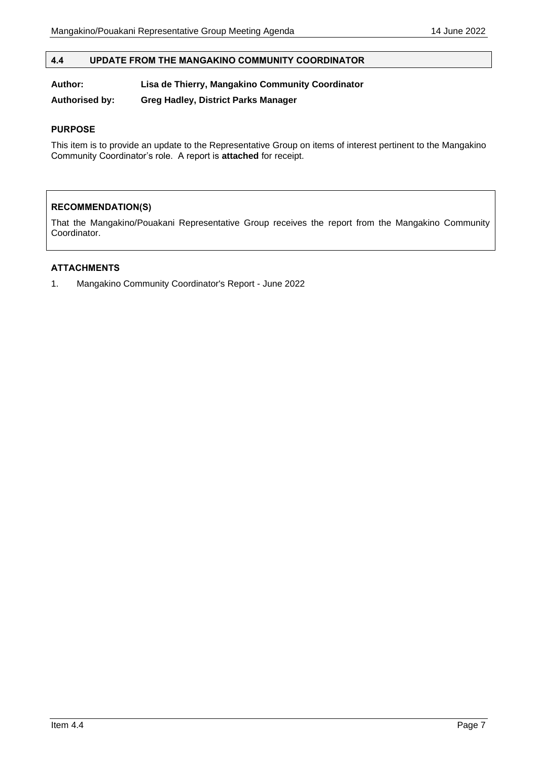## 4.4 UPDATE FROM THE MANGAKINO COMMUNITY COORDINATOR

**Author:** **Lisa de Thierry, Mangakino Community Coordinator**

**Authorised by:** **Greg Hadley, District Parks Manager**

### PURPOSE

This item is to provide an update to the Representative Group on items of interest pertinent to the Mangakino Community Coordinator's role. A report is **attached** for receipt.

### RECOMMENDATION(S)

That the Mangakino/Pouakani Representative Group receives the report from the Mangakino Community Coordinator.

### ATTACHMENTS

1. Mangakino Community Coordinator's Report - June 2022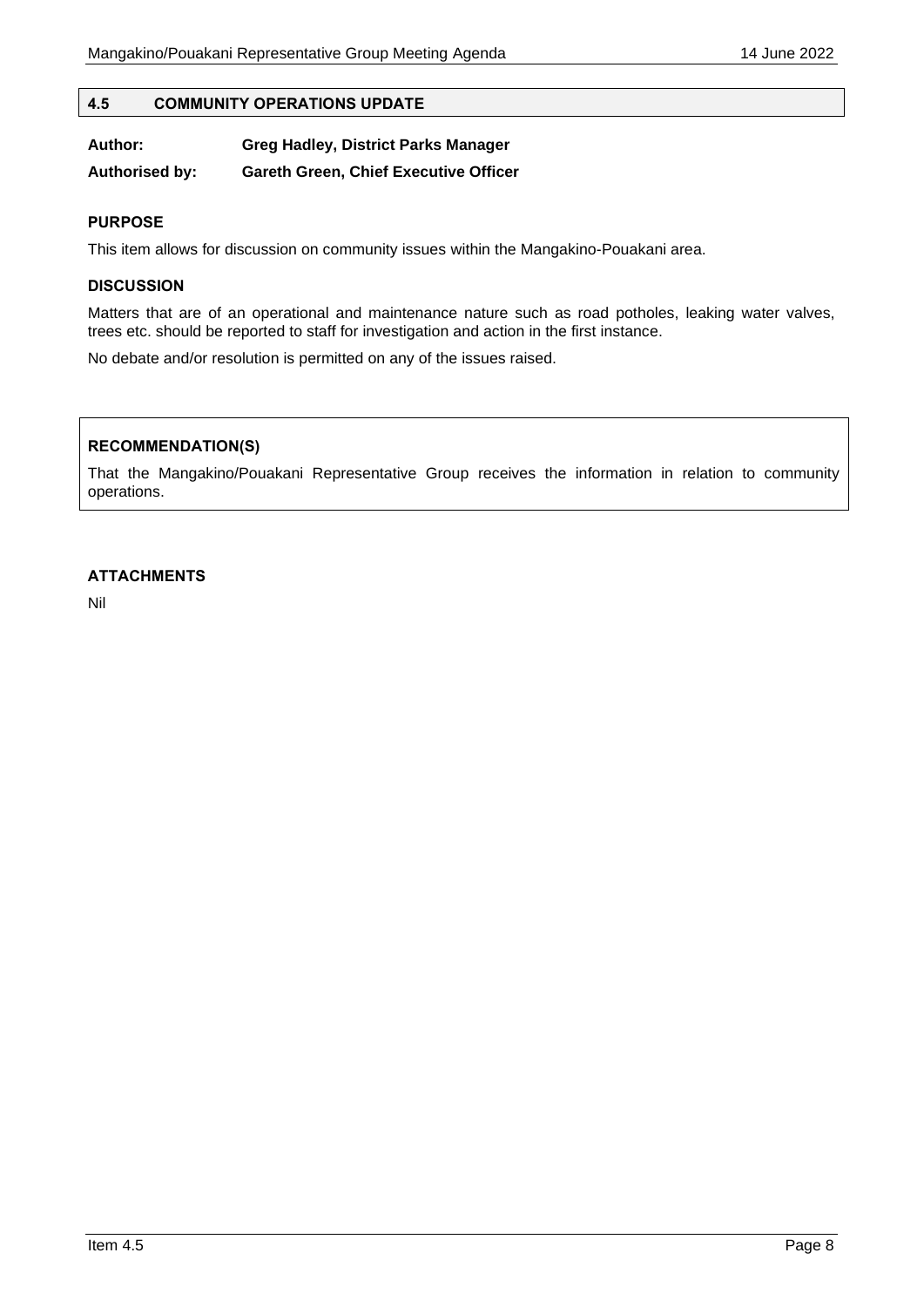## 4.5 COMMUNITY OPERATIONS UPDATE

**Author:** **Greg Hadley, District Parks Manager**

**Authorised by:** **Gareth Green, Chief Executive Officer**

### PURPOSE

This item allows for discussion on community issues within the Mangakino-Pouakani area.

### DISCUSSION

Matters that are of an operational and maintenance nature such as road potholes, leaking water valves, trees etc. should be reported to staff for investigation and action in the first instance.

No debate and/or resolution is permitted on any of the issues raised.

### RECOMMENDATION(S)

That the Mangakino/Pouakani Representative Group receives the information in relation to community operations.

### ATTACHMENTS

Nil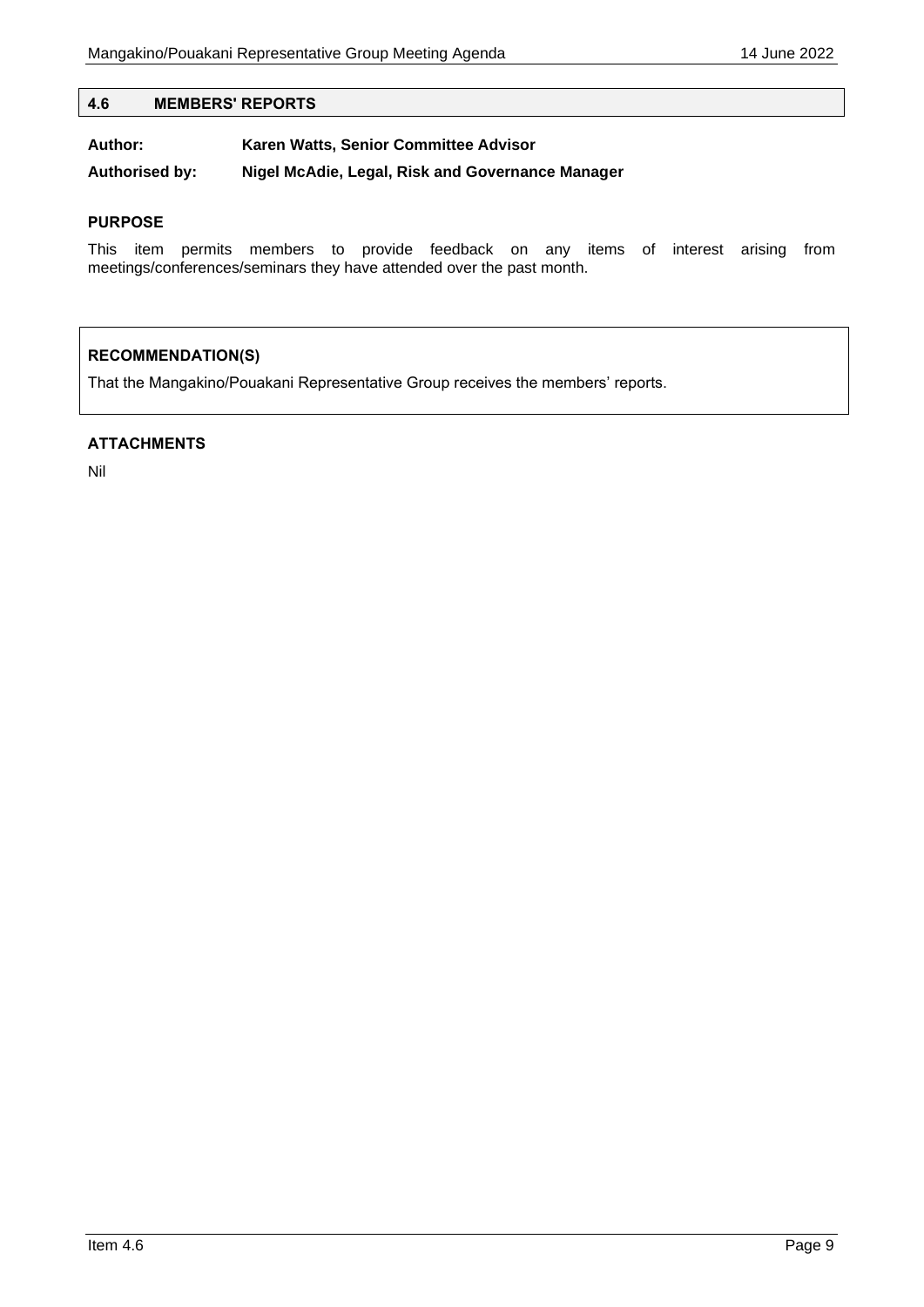## 4.6 MEMBERS' REPORTS

**Author:** **Karen Watts, Senior Committee Advisor**

**Authorised by:** **Nigel McAdie, Legal, Risk and Governance Manager**

### PURPOSE

This item permits members to provide feedback on any items of interest arising from meetings/conferences/seminars they have attended over the past month.

### RECOMMENDATION(S)

That the Mangakino/Pouakani Representative Group receives the members' reports.

### ATTACHMENTS

Nil